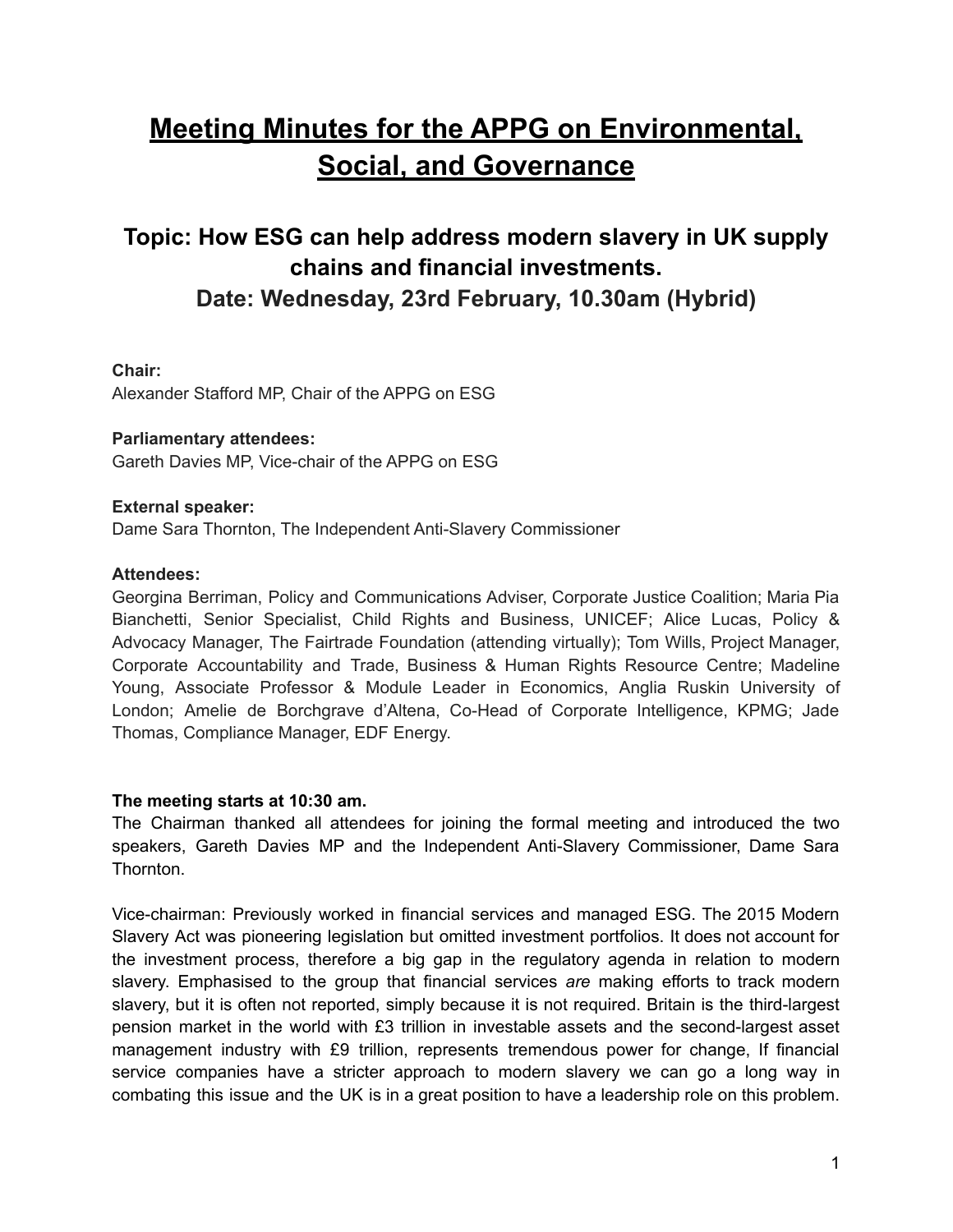# Meeting Minutes for the APPG on Environmental, Social, and Governance

## Topic: How ESG can help address modern slavery in UK supply chains and financial investments.

## Date: Wednesday, 23rd February, 10.30am (Hybrid)

**Chair:**
Alexander Stafford MP, Chair of the APPG on ESG

**Parliamentary attendees:**
Gareth Davies MP, Vice-chair of the APPG on ESG

**External speaker:**
Dame Sara Thornton, The Independent Anti-Slavery Commissioner

**Attendees:**
Georgina Berriman, Policy and Communications Adviser, Corporate Justice Coalition; Maria Pia Bianchetti, Senior Specialist, Child Rights and Business, UNICEF; Alice Lucas, Policy & Advocacy Manager, The Fairtrade Foundation (attending virtually); Tom Wills, Project Manager, Corporate Accountability and Trade, Business & Human Rights Resource Centre; Madeline Young, Associate Professor & Module Leader in Economics, Anglia Ruskin University of London; Amelie de Borchgrave d'Altena, Co-Head of Corporate Intelligence, KPMG; Jade Thomas, Compliance Manager, EDF Energy.

**The meeting starts at 10:30 am.**
The Chairman thanked all attendees for joining the formal meeting and introduced the two speakers, Gareth Davies MP and the Independent Anti-Slavery Commissioner, Dame Sara Thornton.

Vice-chairman: Previously worked in financial services and managed ESG. The 2015 Modern Slavery Act was pioneering legislation but omitted investment portfolios. It does not account for the investment process, therefore a big gap in the regulatory agenda in relation to modern slavery. Emphasised to the group that financial services *are* making efforts to track modern slavery, but it is often not reported, simply because it is not required. Britain is the third-largest pension market in the world with £3 trillion in investable assets and the second-largest asset management industry with £9 trillion, represents tremendous power for change, If financial service companies have a stricter approach to modern slavery we can go a long way in combating this issue and the UK is in a great position to have a leadership role on this problem.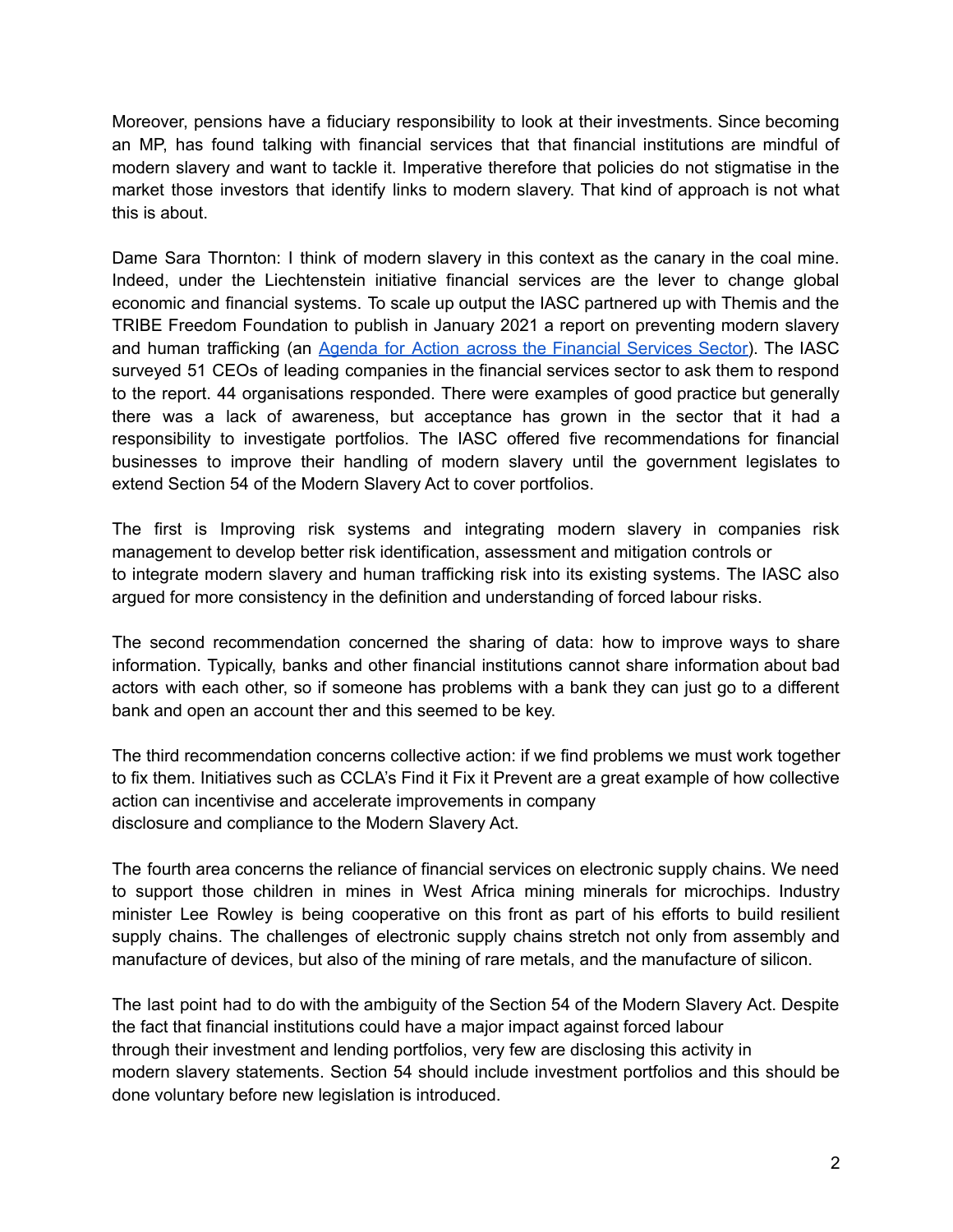Moreover, pensions have a fiduciary responsibility to look at their investments. Since becoming an MP, has found talking with financial services that that financial institutions are mindful of modern slavery and want to tackle it. Imperative therefore that policies do not stigmatise in the market those investors that identify links to modern slavery. That kind of approach is not what this is about.

Dame Sara Thornton: I think of modern slavery in this context as the canary in the coal mine. Indeed, under the Liechtenstein initiative financial services are the lever to change global economic and financial systems. To scale up output the IASC partnered up with Themis and the TRIBE Freedom Foundation to publish in January 2021 a report on preventing modern slavery and human trafficking (an [Agenda for Action across the Financial Services Sector]()). The IASC surveyed 51 CEOs of leading companies in the financial services sector to ask them to respond to the report. 44 organisations responded. There were examples of good practice but generally there was a lack of awareness, but acceptance has grown in the sector that it had a responsibility to investigate portfolios. The IASC offered five recommendations for financial businesses to improve their handling of modern slavery until the government legislates to extend Section 54 of the Modern Slavery Act to cover portfolios.

The first is Improving risk systems and integrating modern slavery in companies risk management to develop better risk identification, assessment and mitigation controls or to integrate modern slavery and human trafficking risk into its existing systems. The IASC also argued for more consistency in the definition and understanding of forced labour risks.

The second recommendation concerned the sharing of data: how to improve ways to share information. Typically, banks and other financial institutions cannot share information about bad actors with each other, so if someone has problems with a bank they can just go to a different bank and open an account ther and this seemed to be key.

The third recommendation concerns collective action: if we find problems we must work together to fix them. Initiatives such as CCLA's Find it Fix it Prevent are a great example of how collective action can incentivise and accelerate improvements in company disclosure and compliance to the Modern Slavery Act.

The fourth area concerns the reliance of financial services on electronic supply chains. We need to support those children in mines in West Africa mining minerals for microchips. Industry minister Lee Rowley is being cooperative on this front as part of his efforts to build resilient supply chains. The challenges of electronic supply chains stretch not only from assembly and manufacture of devices, but also of the mining of rare metals, and the manufacture of silicon.

The last point had to do with the ambiguity of the Section 54 of the Modern Slavery Act. Despite the fact that financial institutions could have a major impact against forced labour through their investment and lending portfolios, very few are disclosing this activity in modern slavery statements. Section 54 should include investment portfolios and this should be done voluntary before new legislation is introduced.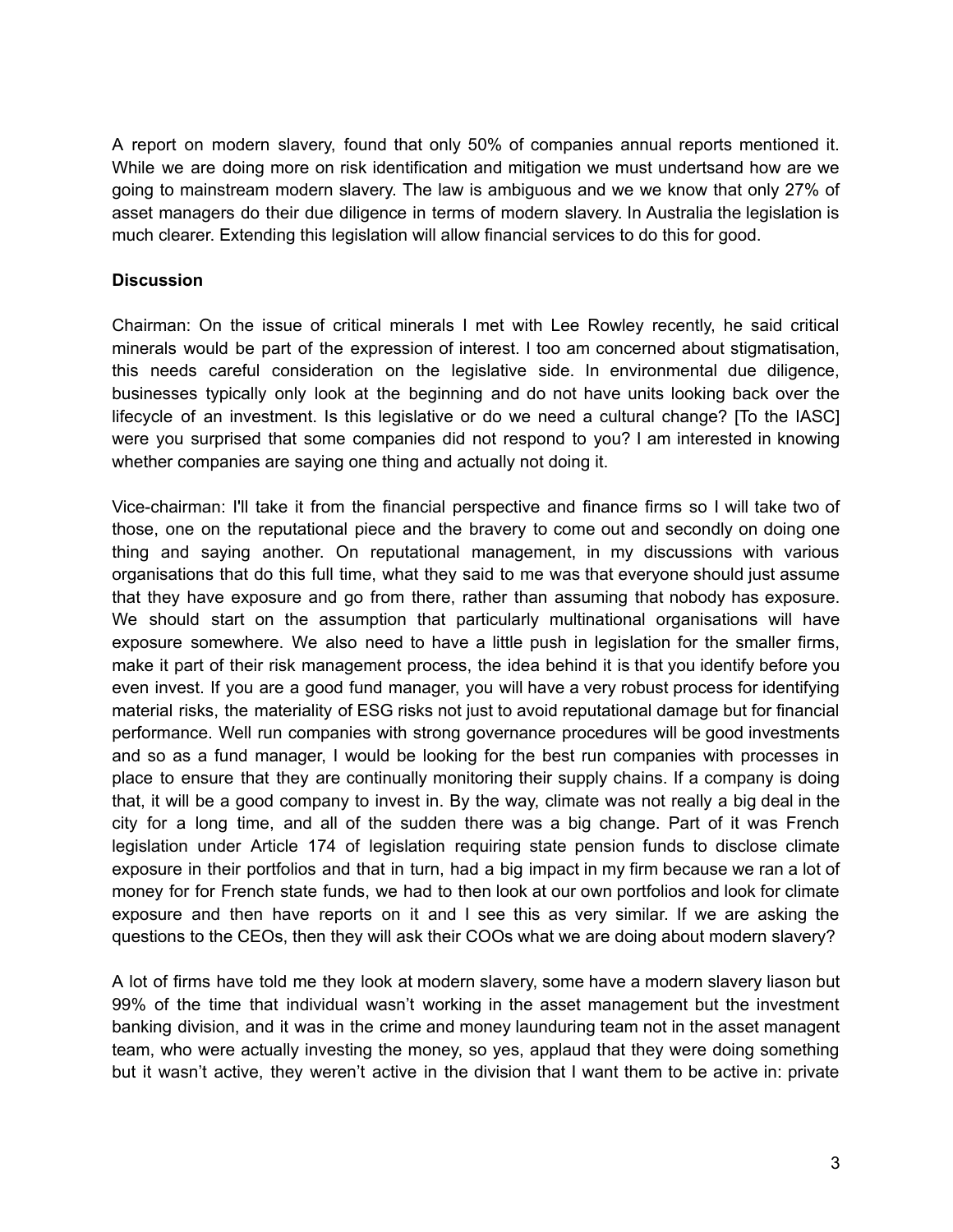A report on modern slavery, found that only 50% of companies annual reports mentioned it. While we are doing more on risk identification and mitigation we must undertsand how are we going to mainstream modern slavery. The law is ambiguous and we we know that only 27% of asset managers do their due diligence in terms of modern slavery. In Australia the legislation is much clearer. Extending this legislation will allow financial services to do this for good.

**Discussion**

Chairman: On the issue of critical minerals I met with Lee Rowley recently, he said critical minerals would be part of the expression of interest. I too am concerned about stigmatisation, this needs careful consideration on the legislative side. In environmental due diligence, businesses typically only look at the beginning and do not have units looking back over the lifecycle of an investment. Is this legislative or do we need a cultural change? [To the IASC] were you surprised that some companies did not respond to you? I am interested in knowing whether companies are saying one thing and actually not doing it.

Vice-chairman: I'll take it from the financial perspective and finance firms so I will take two of those, one on the reputational piece and the bravery to come out and secondly on doing one thing and saying another. On reputational management, in my discussions with various organisations that do this full time, what they said to me was that everyone should just assume that they have exposure and go from there, rather than assuming that nobody has exposure. We should start on the assumption that particularly multinational organisations will have exposure somewhere. We also need to have a little push in legislation for the smaller firms, make it part of their risk management process, the idea behind it is that you identify before you even invest. If you are a good fund manager, you will have a very robust process for identifying material risks, the materiality of ESG risks not just to avoid reputational damage but for financial performance. Well run companies with strong governance procedures will be good investments and so as a fund manager, I would be looking for the best run companies with processes in place to ensure that they are continually monitoring their supply chains. If a company is doing that, it will be a good company to invest in. By the way, climate was not really a big deal in the city for a long time, and all of the sudden there was a big change. Part of it was French legislation under Article 174 of legislation requiring state pension funds to disclose climate exposure in their portfolios and that in turn, had a big impact in my firm because we ran a lot of money for for French state funds, we had to then look at our own portfolios and look for climate exposure and then have reports on it and I see this as very similar. If we are asking the questions to the CEOs, then they will ask their COOs what we are doing about modern slavery?

A lot of firms have told me they look at modern slavery, some have a modern slavery liason but 99% of the time that individual wasn't working in the asset management but the investment banking division, and it was in the crime and money launduring team not in the asset managent team, who were actually investing the money, so yes, applaud that they were doing something but it wasn't active, they weren't active in the division that I want them to be active in: private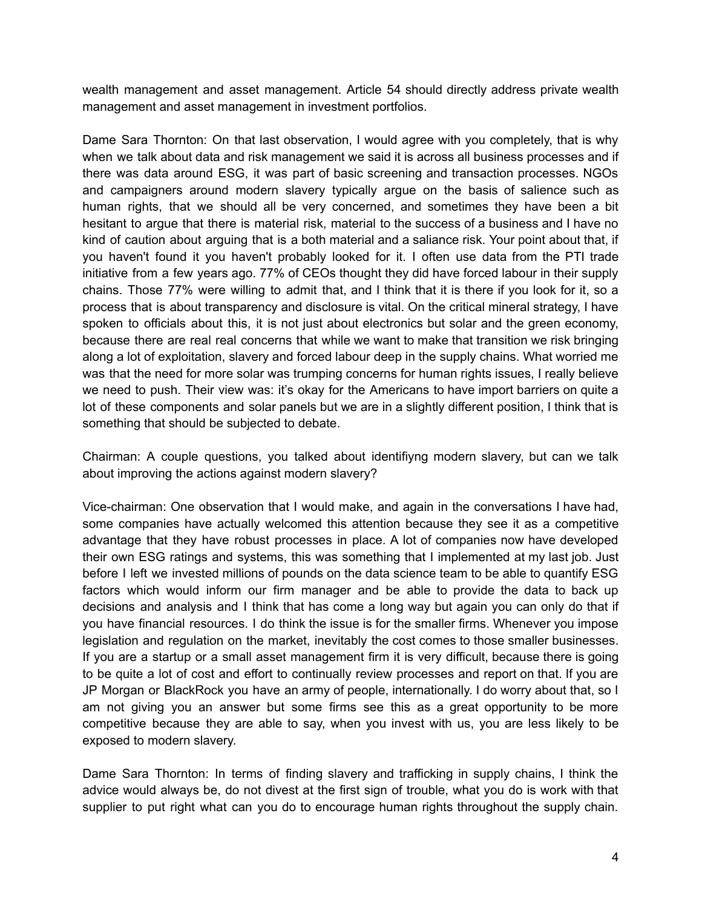wealth management and asset management. Article 54 should directly address private wealth management and asset management in investment portfolios.

Dame Sara Thornton: On that last observation, I would agree with you completely, that is why when we talk about data and risk management we said it is across all business processes and if there was data around ESG, it was part of basic screening and transaction processes. NGOs and campaigners around modern slavery typically argue on the basis of salience such as human rights, that we should all be very concerned, and sometimes they have been a bit hesitant to argue that there is material risk, material to the success of a business and I have no kind of caution about arguing that is a both material and a saliance risk. Your point about that, if you haven't found it you haven't probably looked for it. I often use data from the PTI trade initiative from a few years ago. 77% of CEOs thought they did have forced labour in their supply chains. Those 77% were willing to admit that, and I think that it is there if you look for it, so a process that is about transparency and disclosure is vital. On the critical mineral strategy, I have spoken to officials about this, it is not just about electronics but solar and the green economy, because there are real real concerns that while we want to make that transition we risk bringing along a lot of exploitation, slavery and forced labour deep in the supply chains. What worried me was that the need for more solar was trumping concerns for human rights issues, I really believe we need to push. Their view was: it's okay for the Americans to have import barriers on quite a lot of these components and solar panels but we are in a slightly different position, I think that is something that should be subjected to debate.

Chairman: A couple questions, you talked about identifiyng modern slavery, but can we talk about improving the actions against modern slavery?

Vice-chairman: One observation that I would make, and again in the conversations I have had, some companies have actually welcomed this attention because they see it as a competitive advantage that they have robust processes in place. A lot of companies now have developed their own ESG ratings and systems, this was something that I implemented at my last job. Just before I left we invested millions of pounds on the data science team to be able to quantify ESG factors which would inform our firm manager and be able to provide the data to back up decisions and analysis and I think that has come a long way but again you can only do that if you have financial resources. I do think the issue is for the smaller firms. Whenever you impose legislation and regulation on the market, inevitably the cost comes to those smaller businesses. If you are a startup or a small asset management firm it is very difficult, because there is going to be quite a lot of cost and effort to continually review processes and report on that. If you are JP Morgan or BlackRock you have an army of people, internationally. I do worry about that, so I am not giving you an answer but some firms see this as a great opportunity to be more competitive because they are able to say, when you invest with us, you are less likely to be exposed to modern slavery.

Dame Sara Thornton: In terms of finding slavery and trafficking in supply chains, I think the advice would always be, do not divest at the first sign of trouble, what you do is work with that supplier to put right what can you do to encourage human rights throughout the supply chain.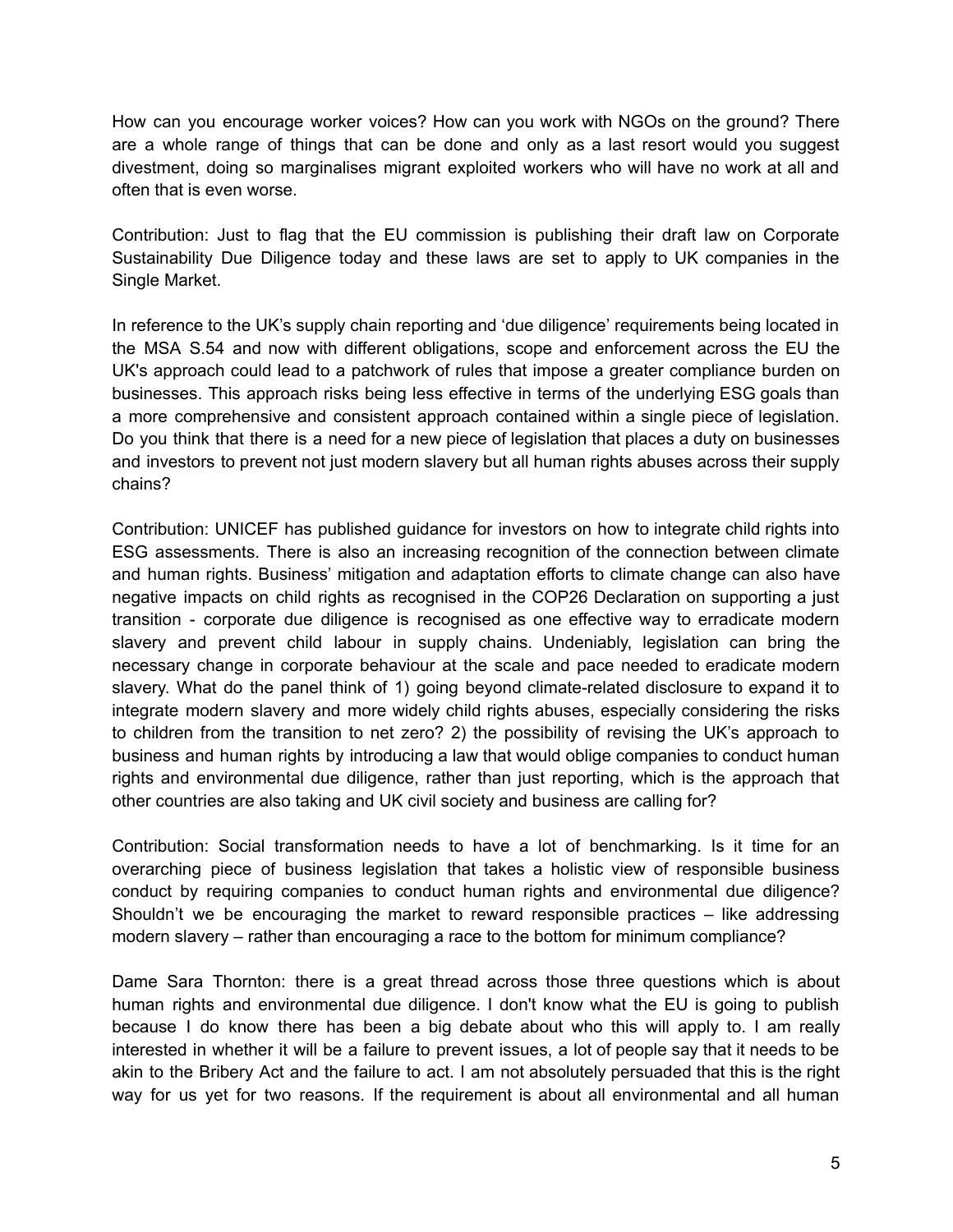How can you encourage worker voices? How can you work with NGOs on the ground? There are a whole range of things that can be done and only as a last resort would you suggest divestment, doing so marginalises migrant exploited workers who will have no work at all and often that is even worse.

Contribution: Just to flag that the EU commission is publishing their draft law on Corporate Sustainability Due Diligence today and these laws are set to apply to UK companies in the Single Market.

In reference to the UK's supply chain reporting and 'due diligence' requirements being located in the MSA S.54 and now with different obligations, scope and enforcement across the EU the UK's approach could lead to a patchwork of rules that impose a greater compliance burden on businesses. This approach risks being less effective in terms of the underlying ESG goals than a more comprehensive and consistent approach contained within a single piece of legislation. Do you think that there is a need for a new piece of legislation that places a duty on businesses and investors to prevent not just modern slavery but all human rights abuses across their supply chains?

Contribution: UNICEF has published guidance for investors on how to integrate child rights into ESG assessments. There is also an increasing recognition of the connection between climate and human rights. Business' mitigation and adaptation efforts to climate change can also have negative impacts on child rights as recognised in the COP26 Declaration on supporting a just transition - corporate due diligence is recognised as one effective way to erradicate modern slavery and prevent child labour in supply chains. Undeniably, legislation can bring the necessary change in corporate behaviour at the scale and pace needed to eradicate modern slavery. What do the panel think of 1) going beyond climate-related disclosure to expand it to integrate modern slavery and more widely child rights abuses, especially considering the risks to children from the transition to net zero? 2) the possibility of revising the UK's approach to business and human rights by introducing a law that would oblige companies to conduct human rights and environmental due diligence, rather than just reporting, which is the approach that other countries are also taking and UK civil society and business are calling for?

Contribution: Social transformation needs to have a lot of benchmarking. Is it time for an overarching piece of business legislation that takes a holistic view of responsible business conduct by requiring companies to conduct human rights and environmental due diligence? Shouldn't we be encouraging the market to reward responsible practices – like addressing modern slavery – rather than encouraging a race to the bottom for minimum compliance?

Dame Sara Thornton: there is a great thread across those three questions which is about human rights and environmental due diligence. I don't know what the EU is going to publish because I do know there has been a big debate about who this will apply to. I am really interested in whether it will be a failure to prevent issues, a lot of people say that it needs to be akin to the Bribery Act and the failure to act. I am not absolutely persuaded that this is the right way for us yet for two reasons. If the requirement is about all environmental and all human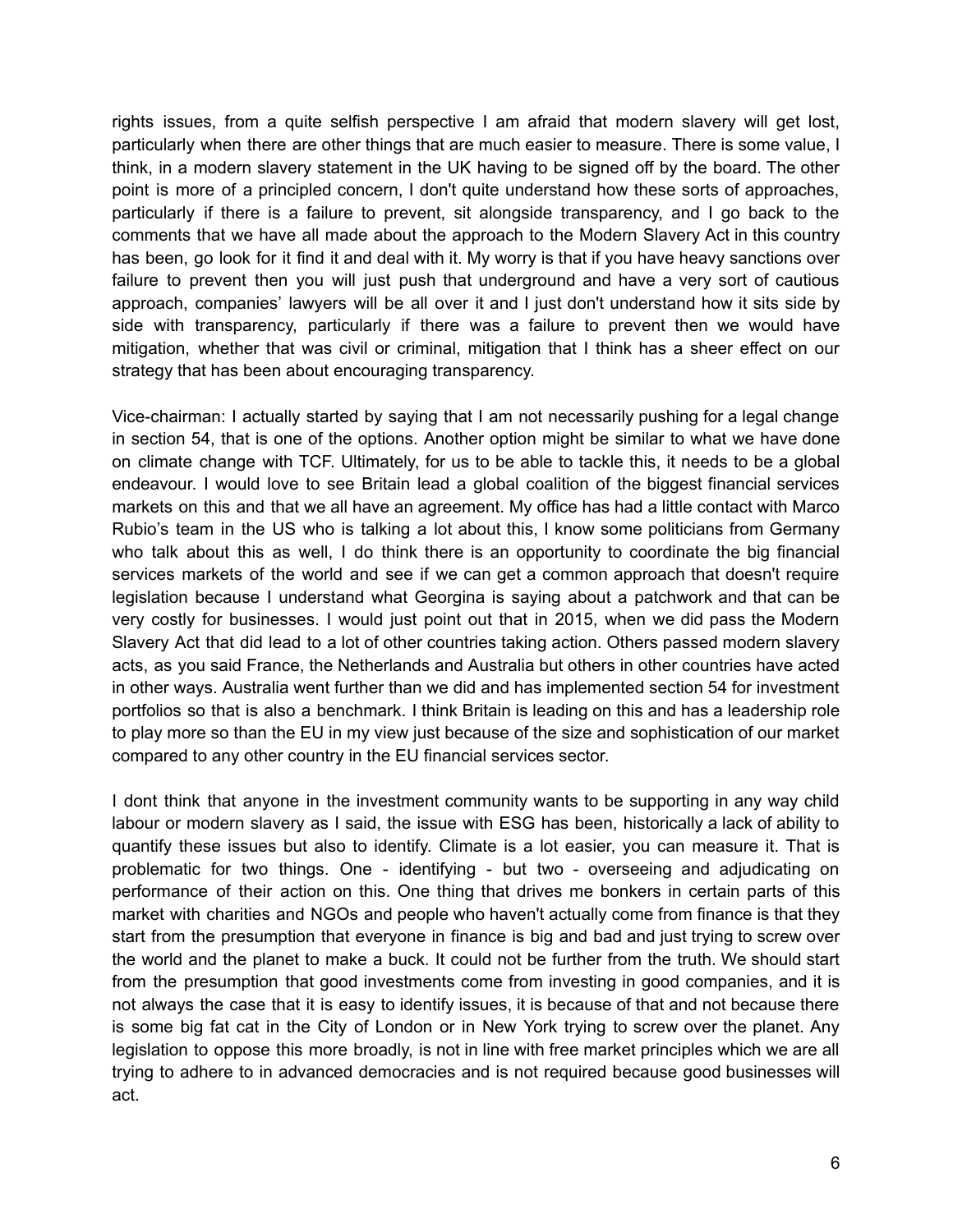rights issues, from a quite selfish perspective I am afraid that modern slavery will get lost, particularly when there are other things that are much easier to measure. There is some value, I think, in a modern slavery statement in the UK having to be signed off by the board. The other point is more of a principled concern, I don't quite understand how these sorts of approaches, particularly if there is a failure to prevent, sit alongside transparency, and I go back to the comments that we have all made about the approach to the Modern Slavery Act in this country has been, go look for it find it and deal with it. My worry is that if you have heavy sanctions over failure to prevent then you will just push that underground and have a very sort of cautious approach, companies' lawyers will be all over it and I just don't understand how it sits side by side with transparency, particularly if there was a failure to prevent then we would have mitigation, whether that was civil or criminal, mitigation that I think has a sheer effect on our strategy that has been about encouraging transparency.

Vice-chairman: I actually started by saying that I am not necessarily pushing for a legal change in section 54, that is one of the options. Another option might be similar to what we have done on climate change with TCF. Ultimately, for us to be able to tackle this, it needs to be a global endeavour. I would love to see Britain lead a global coalition of the biggest financial services markets on this and that we all have an agreement. My office has had a little contact with Marco Rubio's team in the US who is talking a lot about this, I know some politicians from Germany who talk about this as well, I do think there is an opportunity to coordinate the big financial services markets of the world and see if we can get a common approach that doesn't require legislation because I understand what Georgina is saying about a patchwork and that can be very costly for businesses. I would just point out that in 2015, when we did pass the Modern Slavery Act that did lead to a lot of other countries taking action. Others passed modern slavery acts, as you said France, the Netherlands and Australia but others in other countries have acted in other ways. Australia went further than we did and has implemented section 54 for investment portfolios so that is also a benchmark. I think Britain is leading on this and has a leadership role to play more so than the EU in my view just because of the size and sophistication of our market compared to any other country in the EU financial services sector.

I dont think that anyone in the investment community wants to be supporting in any way child labour or modern slavery as I said, the issue with ESG has been, historically a lack of ability to quantify these issues but also to identify. Climate is a lot easier, you can measure it. That is problematic for two things. One - identifying - but two - overseeing and adjudicating on performance of their action on this. One thing that drives me bonkers in certain parts of this market with charities and NGOs and people who haven't actually come from finance is that they start from the presumption that everyone in finance is big and bad and just trying to screw over the world and the planet to make a buck. It could not be further from the truth. We should start from the presumption that good investments come from investing in good companies, and it is not always the case that it is easy to identify issues, it is because of that and not because there is some big fat cat in the City of London or in New York trying to screw over the planet. Any legislation to oppose this more broadly, is not in line with free market principles which we are all trying to adhere to in advanced democracies and is not required because good businesses will act.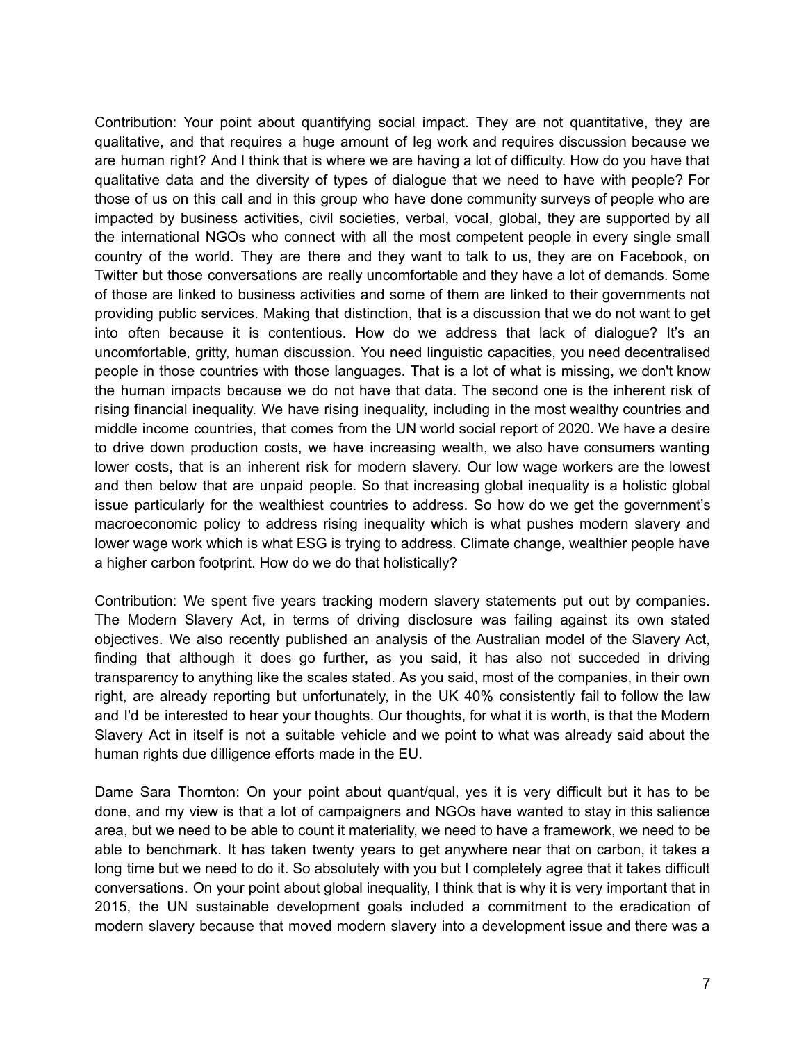Contribution: Your point about quantifying social impact. They are not quantitative, they are qualitative, and that requires a huge amount of leg work and requires discussion because we are human right? And I think that is where we are having a lot of difficulty. How do you have that qualitative data and the diversity of types of dialogue that we need to have with people? For those of us on this call and in this group who have done community surveys of people who are impacted by business activities, civil societies, verbal, vocal, global, they are supported by all the international NGOs who connect with all the most competent people in every single small country of the world. They are there and they want to talk to us, they are on Facebook, on Twitter but those conversations are really uncomfortable and they have a lot of demands. Some of those are linked to business activities and some of them are linked to their governments not providing public services. Making that distinction, that is a discussion that we do not want to get into often because it is contentious. How do we address that lack of dialogue? It's an uncomfortable, gritty, human discussion. You need linguistic capacities, you need decentralised people in those countries with those languages. That is a lot of what is missing, we don't know the human impacts because we do not have that data. The second one is the inherent risk of rising financial inequality. We have rising inequality, including in the most wealthy countries and middle income countries, that comes from the UN world social report of 2020. We have a desire to drive down production costs, we have increasing wealth, we also have consumers wanting lower costs, that is an inherent risk for modern slavery. Our low wage workers are the lowest and then below that are unpaid people. So that increasing global inequality is a holistic global issue particularly for the wealthiest countries to address. So how do we get the government's macroeconomic policy to address rising inequality which is what pushes modern slavery and lower wage work which is what ESG is trying to address. Climate change, wealthier people have a higher carbon footprint. How do we do that holistically?

Contribution: We spent five years tracking modern slavery statements put out by companies. The Modern Slavery Act, in terms of driving disclosure was failing against its own stated objectives. We also recently published an analysis of the Australian model of the Slavery Act, finding that although it does go further, as you said, it has also not succeded in driving transparency to anything like the scales stated. As you said, most of the companies, in their own right, are already reporting but unfortunately, in the UK 40% consistently fail to follow the law and I'd be interested to hear your thoughts. Our thoughts, for what it is worth, is that the Modern Slavery Act in itself is not a suitable vehicle and we point to what was already said about the human rights due dilligence efforts made in the EU.

Dame Sara Thornton: On your point about quant/qual, yes it is very difficult but it has to be done, and my view is that a lot of campaigners and NGOs have wanted to stay in this salience area, but we need to be able to count it materiality, we need to have a framework, we need to be able to benchmark. It has taken twenty years to get anywhere near that on carbon, it takes a long time but we need to do it. So absolutely with you but I completely agree that it takes difficult conversations. On your point about global inequality, I think that is why it is very important that in 2015, the UN sustainable development goals included a commitment to the eradication of modern slavery because that moved modern slavery into a development issue and there was a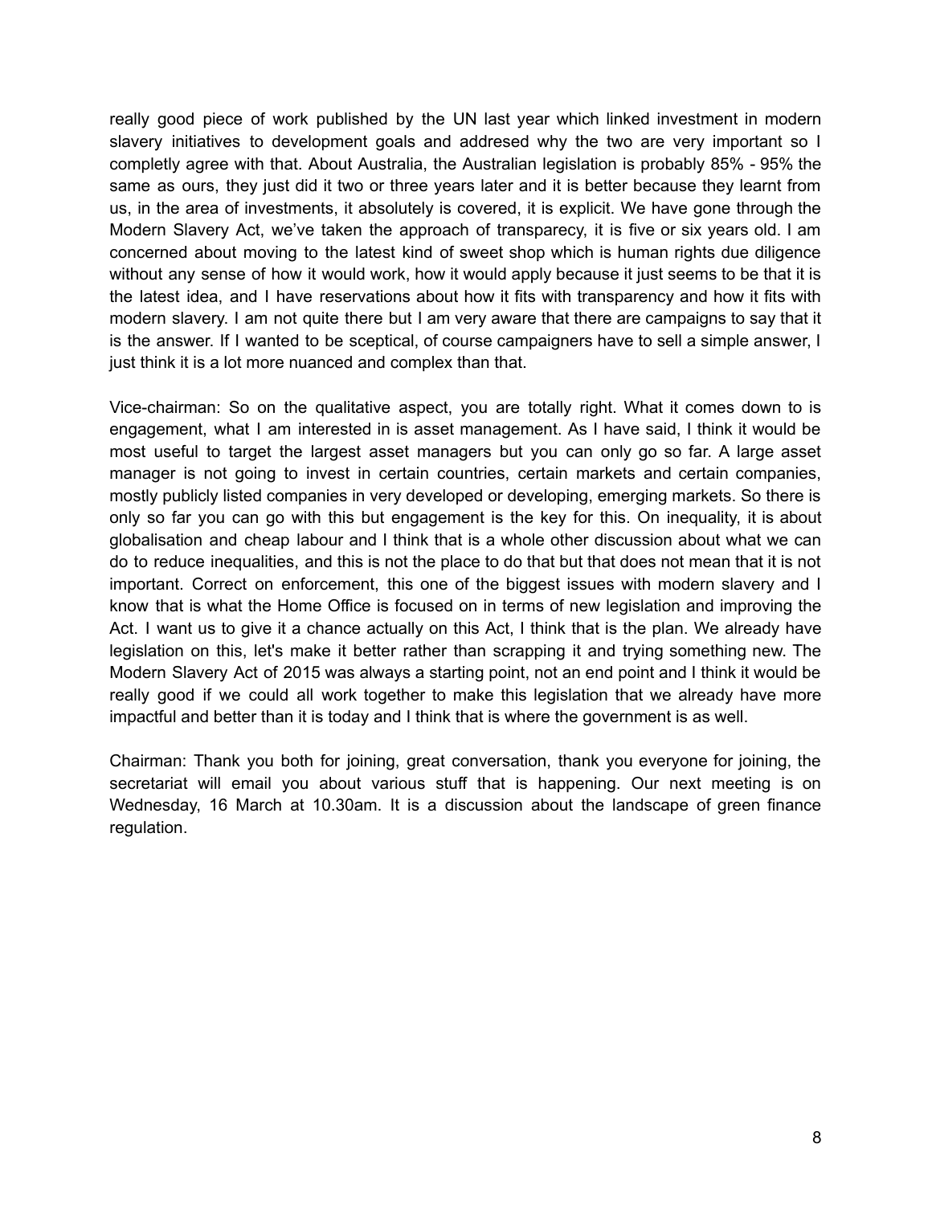really good piece of work published by the UN last year which linked investment in modern slavery initiatives to development goals and addresed why the two are very important so I completly agree with that. About Australia, the Australian legislation is probably 85% - 95% the same as ours, they just did it two or three years later and it is better because they learnt from us, in the area of investments, it absolutely is covered, it is explicit. We have gone through the Modern Slavery Act, we've taken the approach of transparecy, it is five or six years old. I am concerned about moving to the latest kind of sweet shop which is human rights due diligence without any sense of how it would work, how it would apply because it just seems to be that it is the latest idea, and I have reservations about how it fits with transparency and how it fits with modern slavery. I am not quite there but I am very aware that there are campaigns to say that it is the answer. If I wanted to be sceptical, of course campaigners have to sell a simple answer, I just think it is a lot more nuanced and complex than that.

Vice-chairman: So on the qualitative aspect, you are totally right. What it comes down to is engagement, what I am interested in is asset management. As I have said, I think it would be most useful to target the largest asset managers but you can only go so far. A large asset manager is not going to invest in certain countries, certain markets and certain companies, mostly publicly listed companies in very developed or developing, emerging markets. So there is only so far you can go with this but engagement is the key for this. On inequality, it is about globalisation and cheap labour and I think that is a whole other discussion about what we can do to reduce inequalities, and this is not the place to do that but that does not mean that it is not important. Correct on enforcement, this one of the biggest issues with modern slavery and I know that is what the Home Office is focused on in terms of new legislation and improving the Act. I want us to give it a chance actually on this Act, I think that is the plan. We already have legislation on this, let's make it better rather than scrapping it and trying something new. The Modern Slavery Act of 2015 was always a starting point, not an end point and I think it would be really good if we could all work together to make this legislation that we already have more impactful and better than it is today and I think that is where the government is as well.

Chairman: Thank you both for joining, great conversation, thank you everyone for joining, the secretariat will email you about various stuff that is happening. Our next meeting is on Wednesday, 16 March at 10.30am. It is a discussion about the landscape of green finance regulation.